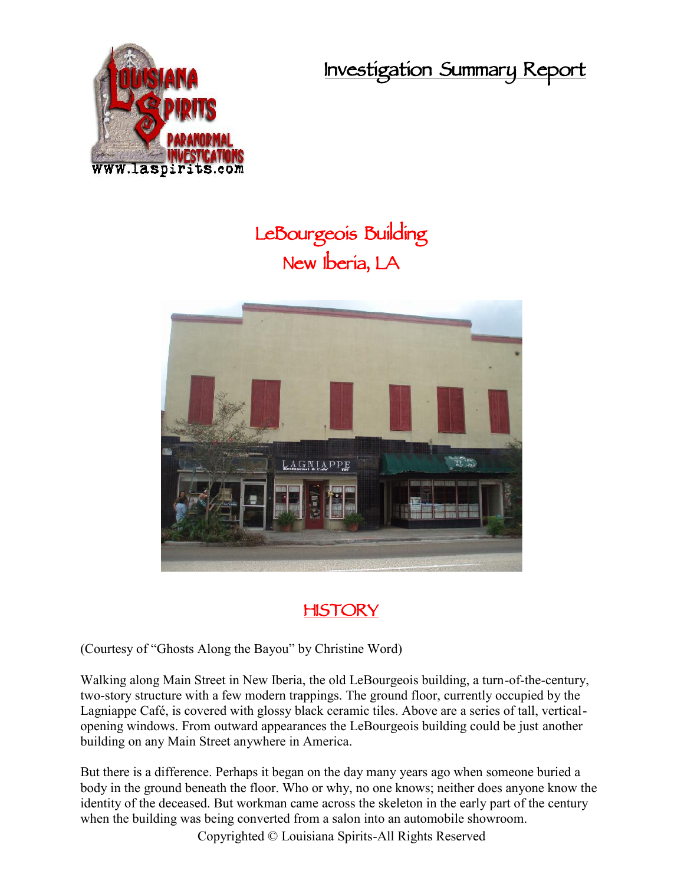# Investigation Summary Report

## LeBourgeois Building
## New Iberia, LA

## HISTORY

(Courtesy of "Ghosts Along the Bayou" by Christine Word)

Walking along Main Street in New Iberia, the old LeBourgeois building, a turn-of-the-century, two-story structure with a few modern trappings. The ground floor, currently occupied by the Lagniappe Café, is covered with glossy black ceramic tiles. Above are a series of tall, vertical-opening windows. From outward appearances the LeBourgeois building could be just another building on any Main Street anywhere in America.

But there is a difference. Perhaps it began on the day many years ago when someone buried a body in the ground beneath the floor. Who or why, no one knows; neither does anyone know the identity of the deceased. But workman came across the skeleton in the early part of the century when the building was being converted from a salon into an automobile showroom.

Copyrighted © Louisiana Spirits-All Rights Reserved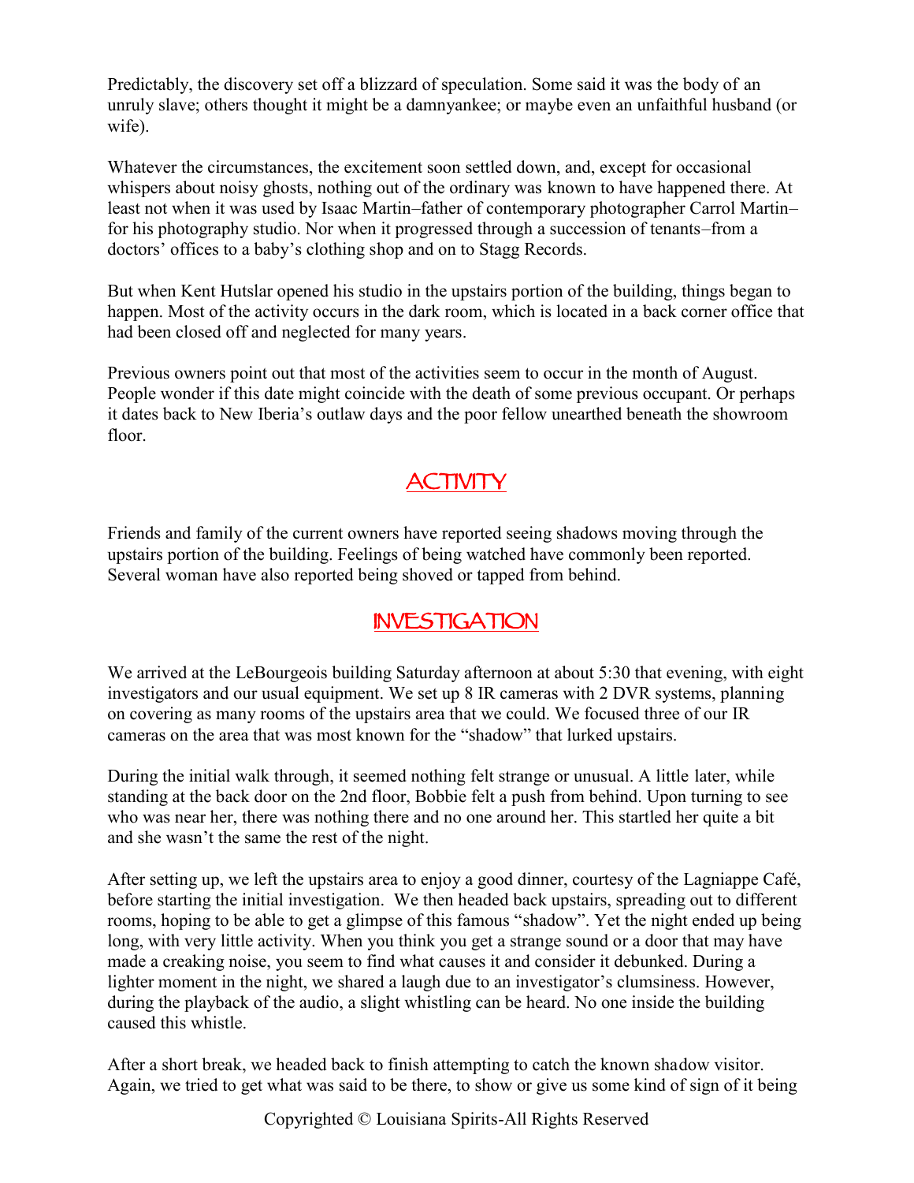Predictably, the discovery set off a blizzard of speculation. Some said it was the body of an unruly slave; others thought it might be a damnyankee; or maybe even an unfaithful husband (or wife).

Whatever the circumstances, the excitement soon settled down, and, except for occasional whispers about noisy ghosts, nothing out of the ordinary was known to have happened there. At least not when it was used by Isaac Martin–father of contemporary photographer Carrol Martin–for his photography studio. Nor when it progressed through a succession of tenants–from a doctors' offices to a baby's clothing shop and on to Stagg Records.

But when Kent Hutslar opened his studio in the upstairs portion of the building, things began to happen. Most of the activity occurs in the dark room, which is located in a back corner office that had been closed off and neglected for many years.

Previous owners point out that most of the activities seem to occur in the month of August. People wonder if this date might coincide with the death of some previous occupant. Or perhaps it dates back to New Iberia's outlaw days and the poor fellow unearthed beneath the showroom floor.

## ACTIVITY

Friends and family of the current owners have reported seeing shadows moving through the upstairs portion of the building. Feelings of being watched have commonly been reported. Several woman have also reported being shoved or tapped from behind.

## INVESTIGATION

We arrived at the LeBourgeois building Saturday afternoon at about 5:30 that evening, with eight investigators and our usual equipment. We set up 8 IR cameras with 2 DVR systems, planning on covering as many rooms of the upstairs area that we could. We focused three of our IR cameras on the area that was most known for the "shadow" that lurked upstairs.

During the initial walk through, it seemed nothing felt strange or unusual. A little later, while standing at the back door on the 2nd floor, Bobbie felt a push from behind. Upon turning to see who was near her, there was nothing there and no one around her. This startled her quite a bit and she wasn't the same the rest of the night.

After setting up, we left the upstairs area to enjoy a good dinner, courtesy of the Lagniappe Café, before starting the initial investigation. We then headed back upstairs, spreading out to different rooms, hoping to be able to get a glimpse of this famous "shadow". Yet the night ended up being long, with very little activity. When you think you get a strange sound or a door that may have made a creaking noise, you seem to find what causes it and consider it debunked. During a lighter moment in the night, we shared a laugh due to an investigator's clumsiness. However, during the playback of the audio, a slight whistling can be heard. No one inside the building caused this whistle.

After a short break, we headed back to finish attempting to catch the known shadow visitor. Again, we tried to get what was said to be there, to show or give us some kind of sign of it being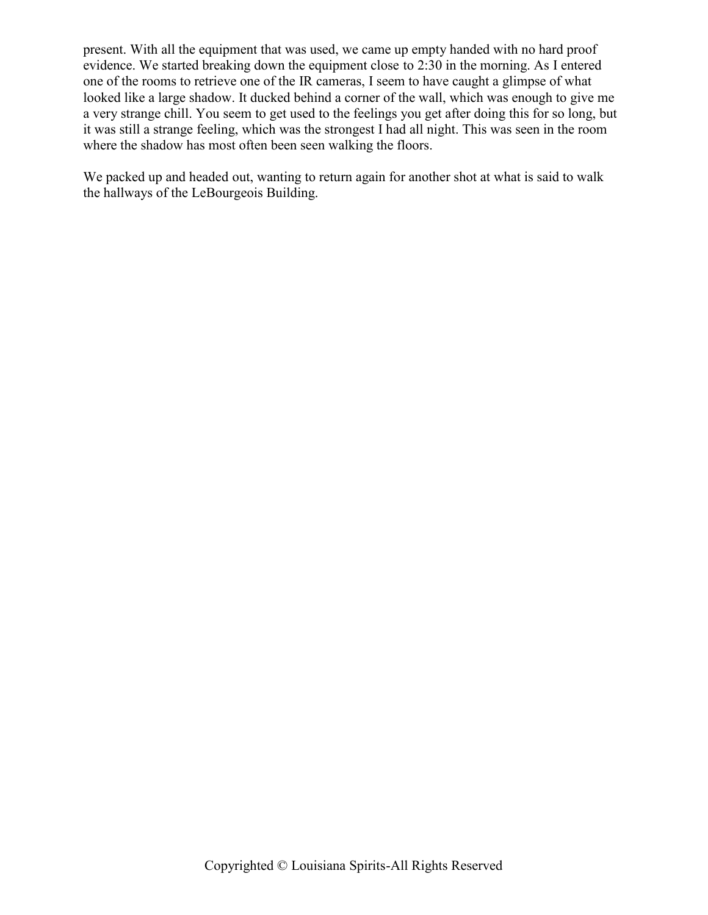present. With all the equipment that was used, we came up empty handed with no hard proof evidence. We started breaking down the equipment close to 2:30 in the morning. As I entered one of the rooms to retrieve one of the IR cameras, I seem to have caught a glimpse of what looked like a large shadow. It ducked behind a corner of the wall, which was enough to give me a very strange chill. You seem to get used to the feelings you get after doing this for so long, but it was still a strange feeling, which was the strongest I had all night. This was seen in the room where the shadow has most often been seen walking the floors.

We packed up and headed out, wanting to return again for another shot at what is said to walk the hallways of the LeBourgeois Building.

Copyrighted © Louisiana Spirits-All Rights Reserved